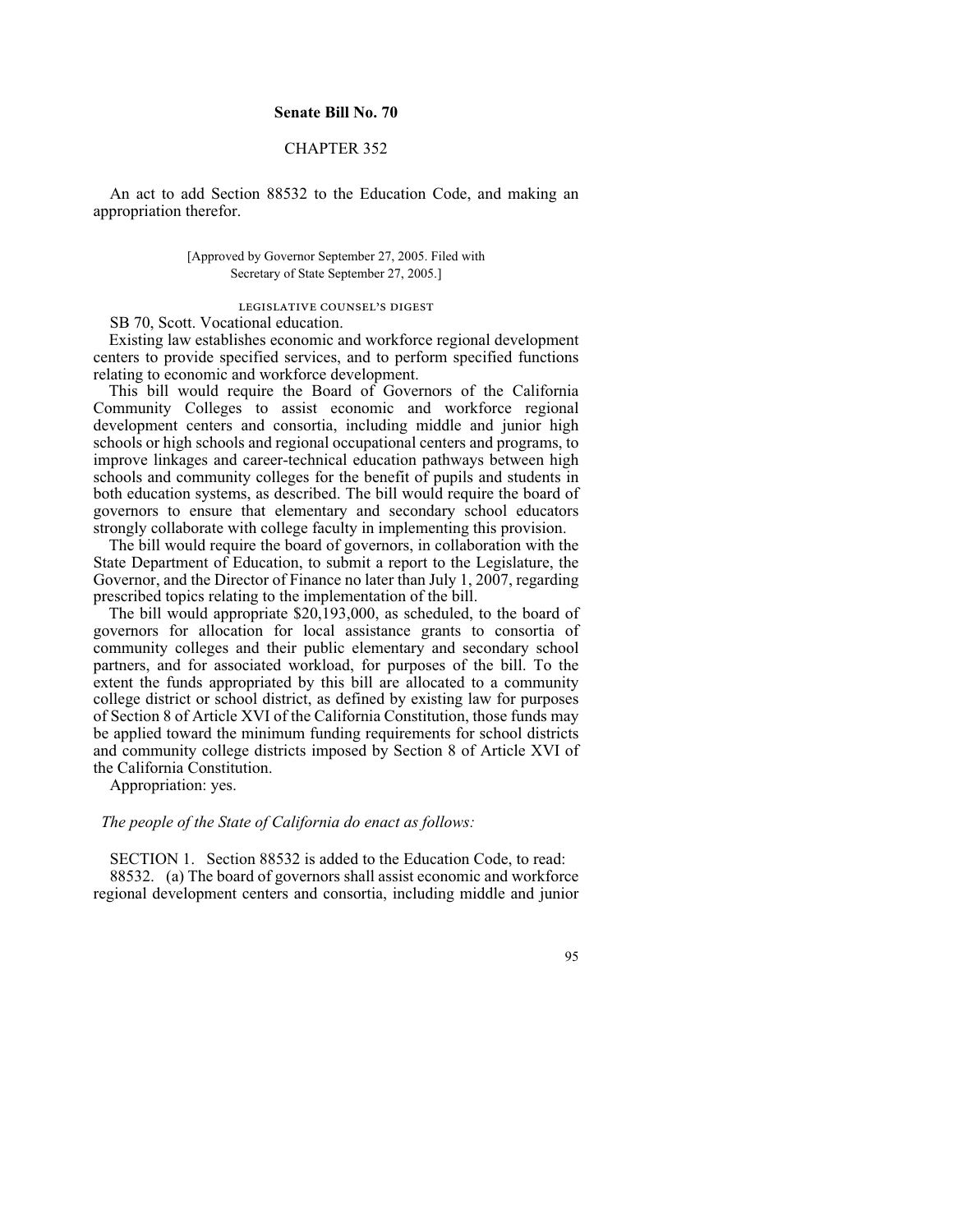**Senate Bill No. 70**

CHAPTER 352

An act to add Section 88532 to the Education Code, and making an appropriation therefor.

[Approved by Governor September 27, 2005. Filed with Secretary of State September 27, 2005.]

LEGISLATIVE COUNSEL'S DIGEST

SB 70, Scott. Vocational education.

Existing law establishes economic and workforce regional development centers to provide specified services, and to perform specified functions relating to economic and workforce development.

This bill would require the Board of Governors of the California Community Colleges to assist economic and workforce regional development centers and consortia, including middle and junior high schools or high schools and regional occupational centers and programs, to improve linkages and career-technical education pathways between high schools and community colleges for the benefit of pupils and students in both education systems, as described. The bill would require the board of governors to ensure that elementary and secondary school educators strongly collaborate with college faculty in implementing this provision.

The bill would require the board of governors, in collaboration with the State Department of Education, to submit a report to the Legislature, the Governor, and the Director of Finance no later than July 1, 2007, regarding prescribed topics relating to the implementation of the bill.

The bill would appropriate $20,193,000, as scheduled, to the board of governors for allocation for local assistance grants to consortia of community colleges and their public elementary and secondary school partners, and for associated workload, for purposes of the bill. To the extent the funds appropriated by this bill are allocated to a community college district or school district, as defined by existing law for purposes of Section 8 of Article XVI of the California Constitution, those funds may be applied toward the minimum funding requirements for school districts and community college districts imposed by Section 8 of Article XVI of the California Constitution.

Appropriation: yes.

*The people of the State of California do enact as follows:*

SECTION 1. Section 88532 is added to the Education Code, to read:

88532. (a) The board of governors shall assist economic and workforce regional development centers and consortia, including middle and junior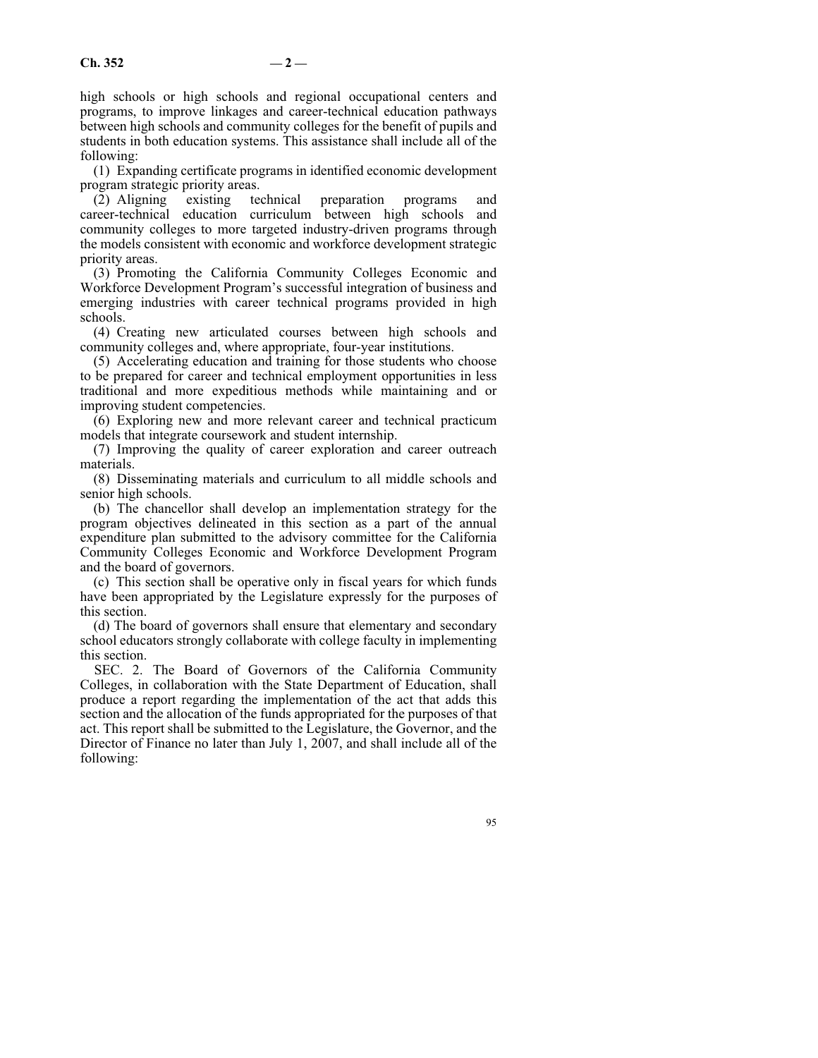high schools or high schools and regional occupational centers and programs, to improve linkages and career-technical education pathways between high schools and community colleges for the benefit of pupils and students in both education systems. This assistance shall include all of the following:

(1) Expanding certificate programs in identified economic development program strategic priority areas.

(2) Aligning existing technical preparation programs and career-technical education curriculum between high schools and community colleges to more targeted industry-driven programs through the models consistent with economic and workforce development strategic priority areas.

(3) Promoting the California Community Colleges Economic and Workforce Development Program's successful integration of business and emerging industries with career technical programs provided in high schools.

(4) Creating new articulated courses between high schools and community colleges and, where appropriate, four-year institutions.

(5) Accelerating education and training for those students who choose to be prepared for career and technical employment opportunities in less traditional and more expeditious methods while maintaining and or improving student competencies.

(6) Exploring new and more relevant career and technical practicum models that integrate coursework and student internship.

(7) Improving the quality of career exploration and career outreach materials.

(8) Disseminating materials and curriculum to all middle schools and senior high schools.

(b) The chancellor shall develop an implementation strategy for the program objectives delineated in this section as a part of the annual expenditure plan submitted to the advisory committee for the California Community Colleges Economic and Workforce Development Program and the board of governors.

(c) This section shall be operative only in fiscal years for which funds have been appropriated by the Legislature expressly for the purposes of this section.

(d) The board of governors shall ensure that elementary and secondary school educators strongly collaborate with college faculty in implementing this section.

SEC. 2. The Board of Governors of the California Community Colleges, in collaboration with the State Department of Education, shall produce a report regarding the implementation of the act that adds this section and the allocation of the funds appropriated for the purposes of that act. This report shall be submitted to the Legislature, the Governor, and the Director of Finance no later than July 1, 2007, and shall include all of the following: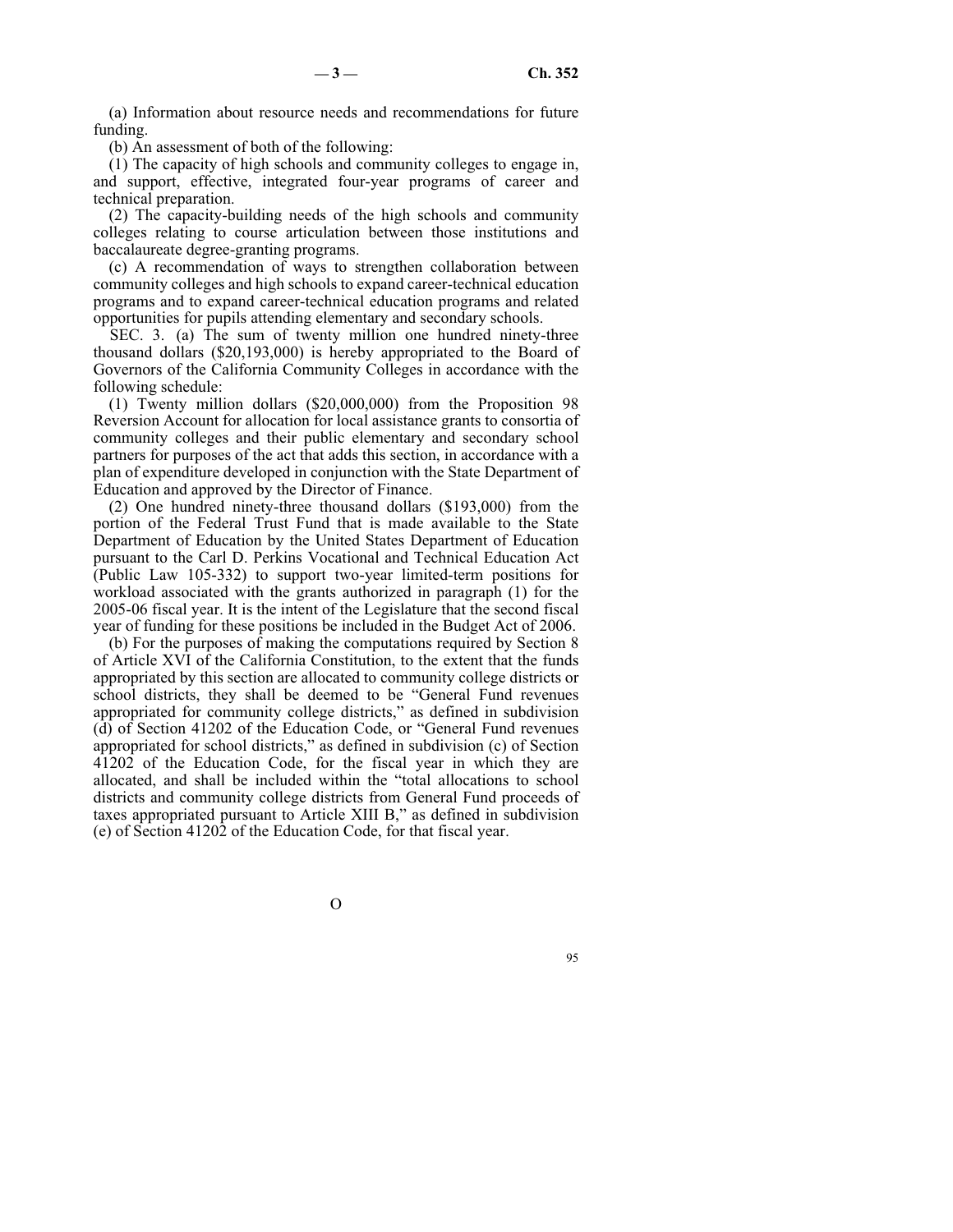(a) Information about resource needs and recommendations for future funding.

(b) An assessment of both of the following:

(1) The capacity of high schools and community colleges to engage in, and support, effective, integrated four-year programs of career and technical preparation.

(2) The capacity-building needs of the high schools and community colleges relating to course articulation between those institutions and baccalaureate degree-granting programs.

(c) A recommendation of ways to strengthen collaboration between community colleges and high schools to expand career-technical education programs and to expand career-technical education programs and related opportunities for pupils attending elementary and secondary schools.

SEC. 3. (a) The sum of twenty million one hundred ninety-three thousand dollars ($20,193,000) is hereby appropriated to the Board of Governors of the California Community Colleges in accordance with the following schedule:

(1) Twenty million dollars ($20,000,000) from the Proposition 98 Reversion Account for allocation for local assistance grants to consortia of community colleges and their public elementary and secondary school partners for purposes of the act that adds this section, in accordance with a plan of expenditure developed in conjunction with the State Department of Education and approved by the Director of Finance.

(2) One hundred ninety-three thousand dollars ($193,000) from the portion of the Federal Trust Fund that is made available to the State Department of Education by the United States Department of Education pursuant to the Carl D. Perkins Vocational and Technical Education Act (Public Law 105-332) to support two-year limited-term positions for workload associated with the grants authorized in paragraph (1) for the 2005-06 fiscal year. It is the intent of the Legislature that the second fiscal year of funding for these positions be included in the Budget Act of 2006.

(b) For the purposes of making the computations required by Section 8 of Article XVI of the California Constitution, to the extent that the funds appropriated by this section are allocated to community college districts or school districts, they shall be deemed to be "General Fund revenues appropriated for community college districts," as defined in subdivision (d) of Section 41202 of the Education Code, or "General Fund revenues appropriated for school districts," as defined in subdivision (c) of Section 41202 of the Education Code, for the fiscal year in which they are allocated, and shall be included within the "total allocations to school districts and community college districts from General Fund proceeds of taxes appropriated pursuant to Article XIII B," as defined in subdivision (e) of Section 41202 of the Education Code, for that fiscal year.